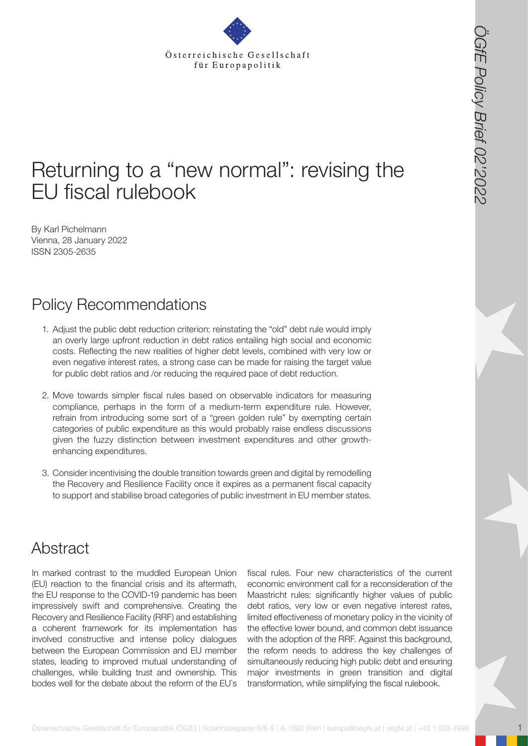Österreichische Gesellschaft für Europapolitik

# Returning to a "new normal": revising the EU fiscal rulebook

By Karl Pichelmann
Vienna, 28 January 2022
ISSN 2305-2635

## Policy Recommendations

1. Adjust the public debt reduction criterion: reinstating the "old" debt rule would imply an overly large upfront reduction in debt ratios entailing high social and economic costs. Reflecting the new realities of higher debt levels, combined with very low or even negative interest rates, a strong case can be made for raising the target value for public debt ratios and /or reducing the required pace of debt reduction.
2. Move towards simpler fiscal rules based on observable indicators for measuring compliance, perhaps in the form of a medium-term expenditure rule. However, refrain from introducing some sort of a "green golden rule" by exempting certain categories of public expenditure as this would probably raise endless discussions given the fuzzy distinction between investment expenditures and other growth-enhancing expenditures.
3. Consider incentivising the double transition towards green and digital by remodelling the Recovery and Resilience Facility once it expires as a permanent fiscal capacity to support and stabilise broad categories of public investment in EU member states.

## Abstract

In marked contrast to the muddled European Union (EU) reaction to the financial crisis and its aftermath, the EU response to the COVID-19 pandemic has been impressively swift and comprehensive. Creating the Recovery and Resilience Facility (RRF) and establishing a coherent framework for its implementation has involved constructive and intense policy dialogues between the European Commission and EU member states, leading to improved mutual understanding of challenges, while building trust and ownership. This bodes well for the debate about the reform of the EU`s fiscal rules. Four new characteristics of the current economic environment call for a reconsideration of the Maastricht rules: significantly higher values of public debt ratios, very low or even negative interest rates, limited effectiveness of monetary policy in the vicinity of the effective lower bound, and common debt issuance with the adoption of the RRF. Against this background, the reform needs to address the key challenges of simultaneously reducing high public debt and ensuring major investments in green transition and digital transformation, while simplifying the fiscal rulebook.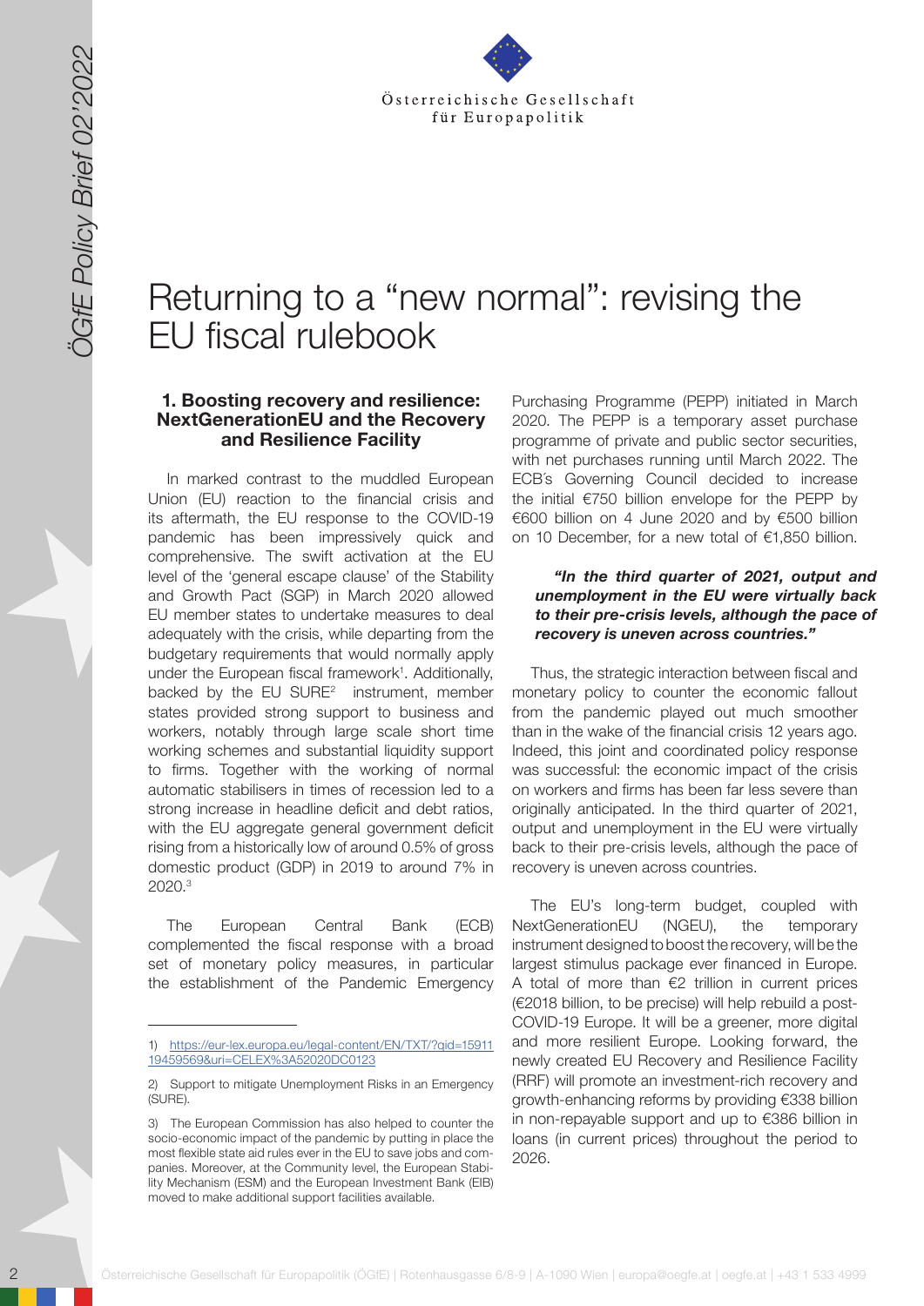# Returning to a "new normal": revising the EU fiscal rulebook

## 1. Boosting recovery and resilience: NextGenerationEU and the Recovery and Resilience Facility

In marked contrast to the muddled European Union (EU) reaction to the financial crisis and its aftermath, the EU response to the COVID-19 pandemic has been impressively quick and comprehensive. The swift activation at the EU level of the 'general escape clause' of the Stability and Growth Pact (SGP) in March 2020 allowed EU member states to undertake measures to deal adequately with the crisis, while departing from the budgetary requirements that would normally apply under the European fiscal framework[1]. Additionally, backed by the EU SURE[2] instrument, member states provided strong support to business and workers, notably through large scale short time working schemes and substantial liquidity support to firms. Together with the working of normal automatic stabilisers in times of recession led to a strong increase in headline deficit and debt ratios, with the EU aggregate general government deficit rising from a historically low of around 0.5% of gross domestic product (GDP) in 2019 to around 7% in 2020.[3]

The European Central Bank (ECB) complemented the fiscal response with a broad set of monetary policy measures, in particular the establishment of the Pandemic Emergency Purchasing Programme (PEPP) initiated in March 2020. The PEPP is a temporary asset purchase programme of private and public sector securities, with net purchases running until March 2022. The ECB´s Governing Council decided to increase the initial €750 billion envelope for the PEPP by €600 billion on 4 June 2020 and by €500 billion on 10 December, for a new total of €1,850 billion.

> ***"In the third quarter of 2021, output and unemployment in the EU were virtually back to their pre-crisis levels, although the pace of recovery is uneven across countries."***

Thus, the strategic interaction between fiscal and monetary policy to counter the economic fallout from the pandemic played out much smoother than in the wake of the financial crisis 12 years ago. Indeed, this joint and coordinated policy response was successful: the economic impact of the crisis on workers and firms has been far less severe than originally anticipated. In the third quarter of 2021, output and unemployment in the EU were virtually back to their pre-crisis levels, although the pace of recovery is uneven across countries.

The EU's long-term budget, coupled with NextGenerationEU (NGEU), the temporary instrument designed to boost the recovery, will be the largest stimulus package ever financed in Europe. A total of more than €2 trillion in current prices (€2018 billion, to be precise) will help rebuild a post-COVID-19 Europe. It will be a greener, more digital and more resilient Europe. Looking forward, the newly created EU Recovery and Resilience Facility (RRF) will promote an investment-rich recovery and growth-enhancing reforms by providing €338 billion in non-repayable support and up to €386 billion in loans (in current prices) throughout the period to 2026.

---

1) https://eur-lex.europa.eu/legal-content/EN/TXT/?qid=1591119459569&uri=CELEX%3A52020DC0123

2) Support to mitigate Unemployment Risks in an Emergency (SURE).

3) The European Commission has also helped to counter the socio-economic impact of the pandemic by putting in place the most flexible state aid rules ever in the EU to save jobs and companies. Moreover, at the Community level, the European Stability Mechanism (ESM) and the European Investment Bank (EIB) moved to make additional support facilities available.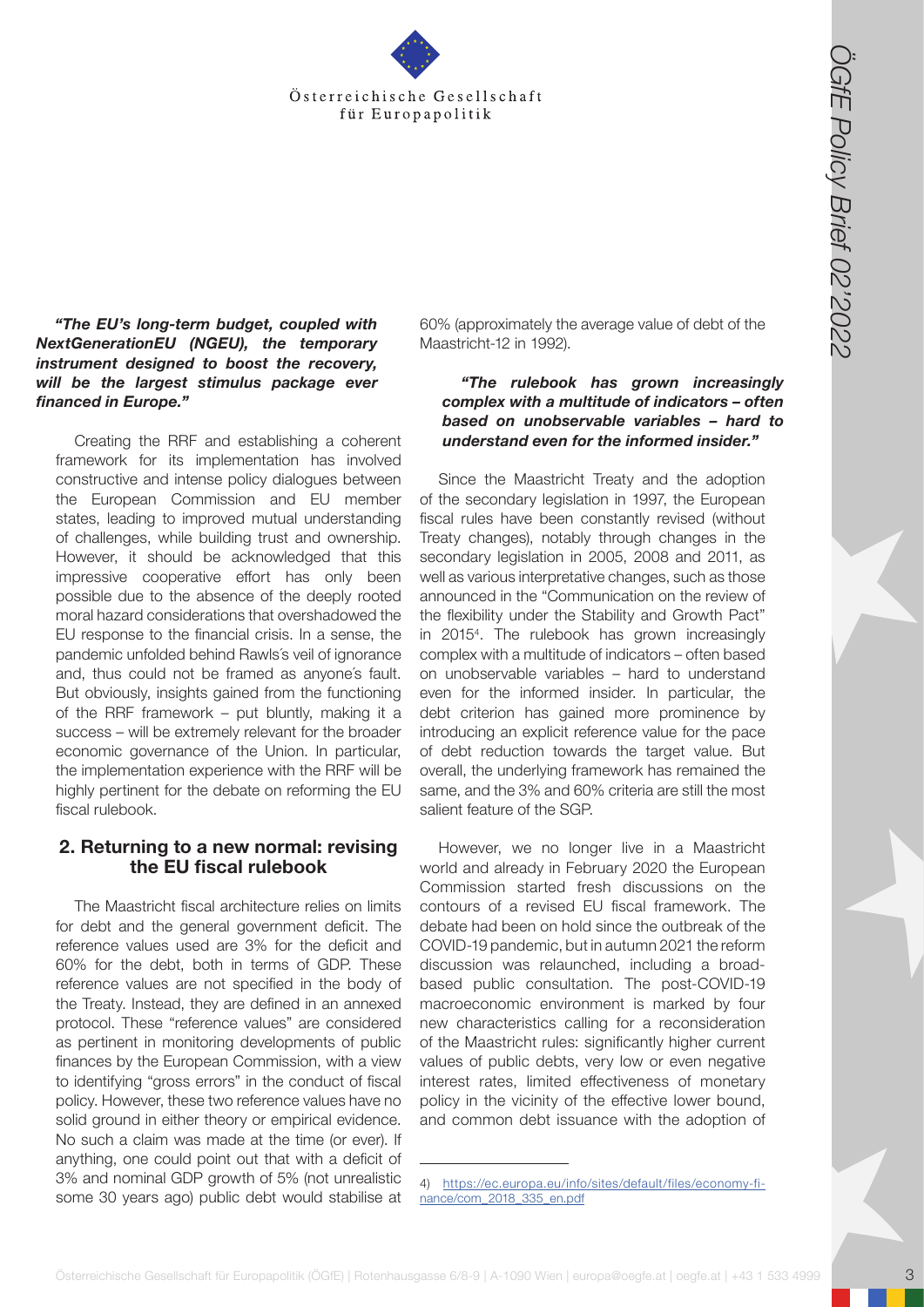***"The EU's long-term budget, coupled with NextGenerationEU (NGEU), the temporary instrument designed to boost the recovery, will be the largest stimulus package ever financed in Europe."***

Creating the RRF and establishing a coherent framework for its implementation has involved constructive and intense policy dialogues between the European Commission and EU member states, leading to improved mutual understanding of challenges, while building trust and ownership. However, it should be acknowledged that this impressive cooperative effort has only been possible due to the absence of the deeply rooted moral hazard considerations that overshadowed the EU response to the financial crisis. In a sense, the pandemic unfolded behind Rawls´s veil of ignorance and, thus could not be framed as anyone´s fault. But obviously, insights gained from the functioning of the RRF framework – put bluntly, making it a success – will be extremely relevant for the broader economic governance of the Union. In particular, the implementation experience with the RRF will be highly pertinent for the debate on reforming the EU fiscal rulebook.

## 2. Returning to a new normal: revising the EU fiscal rulebook

The Maastricht fiscal architecture relies on limits for debt and the general government deficit. The reference values used are 3% for the deficit and 60% for the debt, both in terms of GDP. These reference values are not specified in the body of the Treaty. Instead, they are defined in an annexed protocol. These "reference values" are considered as pertinent in monitoring developments of public finances by the European Commission, with a view to identifying "gross errors" in the conduct of fiscal policy. However, these two reference values have no solid ground in either theory or empirical evidence. No such a claim was made at the time (or ever). If anything, one could point out that with a deficit of 3% and nominal GDP growth of 5% (not unrealistic some 30 years ago) public debt would stabilise at 60% (approximately the average value of debt of the Maastricht-12 in 1992).

***"The rulebook has grown increasingly complex with a multitude of indicators – often based on unobservable variables – hard to understand even for the informed insider."***

Since the Maastricht Treaty and the adoption of the secondary legislation in 1997, the European fiscal rules have been constantly revised (without Treaty changes), notably through changes in the secondary legislation in 2005, 2008 and 2011, as well as various interpretative changes, such as those announced in the "Communication on the review of the flexibility under the Stability and Growth Pact" in 2015[4]. The rulebook has grown increasingly complex with a multitude of indicators – often based on unobservable variables – hard to understand even for the informed insider. In particular, the debt criterion has gained more prominence by introducing an explicit reference value for the pace of debt reduction towards the target value. But overall, the underlying framework has remained the same, and the 3% and 60% criteria are still the most salient feature of the SGP.

However, we no longer live in a Maastricht world and already in February 2020 the European Commission started fresh discussions on the contours of a revised EU fiscal framework. The debate had been on hold since the outbreak of the COVID-19 pandemic, but in autumn 2021 the reform discussion was relaunched, including a broad-based public consultation. The post-COVID-19 macroeconomic environment is marked by four new characteristics calling for a reconsideration of the Maastricht rules: significantly higher current values of public debts, very low or even negative interest rates, limited effectiveness of monetary policy in the vicinity of the effective lower bound, and common debt issuance with the adoption of

4) https://ec.europa.eu/info/sites/default/files/economy-finance/com_2018_335_en.pdf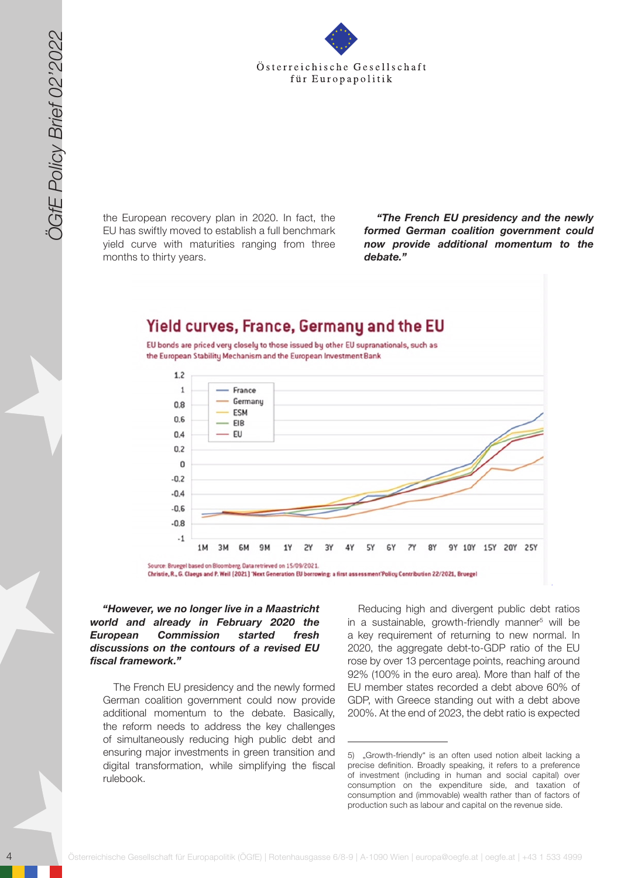the European recovery plan in 2020. In fact, the EU has swiftly moved to establish a full benchmark yield curve with maturities ranging from three months to thirty years.

***"The French EU presidency and the newly formed German coalition government could now provide additional momentum to the debate."***

## Yield curves, France, Germany and the EU

EU bonds are priced very closely to those issued by other EU supranationals, such as the European Stability Mechanism and the European Investment Bank

Source: Bruegel based on Bloomberg. Data retrieved on 15/09/2021.
Christie, R., G. Claeys and P. Weil (2021) 'Next Generation EU borrowing: a first assessment' Policy Contribution 22/2021, Bruegel

***"However, we no longer live in a Maastricht world and already in February 2020 the European Commission started fresh discussions on the contours of a revised EU fiscal framework."***

The French EU presidency and the newly formed German coalition government could now provide additional momentum to the debate. Basically, the reform needs to address the key challenges of simultaneously reducing high public debt and ensuring major investments in green transition and digital transformation, while simplifying the fiscal rulebook.

Reducing high and divergent public debt ratios in a sustainable, growth-friendly manner[5] will be a key requirement of returning to new normal. In 2020, the aggregate debt-to-GDP ratio of the EU rose by over 13 percentage points, reaching around 92% (100% in the euro area). More than half of the EU member states recorded a debt above 60% of GDP, with Greece standing out with a debt above 200%. At the end of 2023, the debt ratio is expected

5) „Growth-friendly" is an often used notion albeit lacking a precise definition. Broadly speaking, it refers to a preference of investment (including in human and social capital) over consumption on the expenditure side, and taxation of consumption and (immovable) wealth rather than of factors of production such as labour and capital on the revenue side.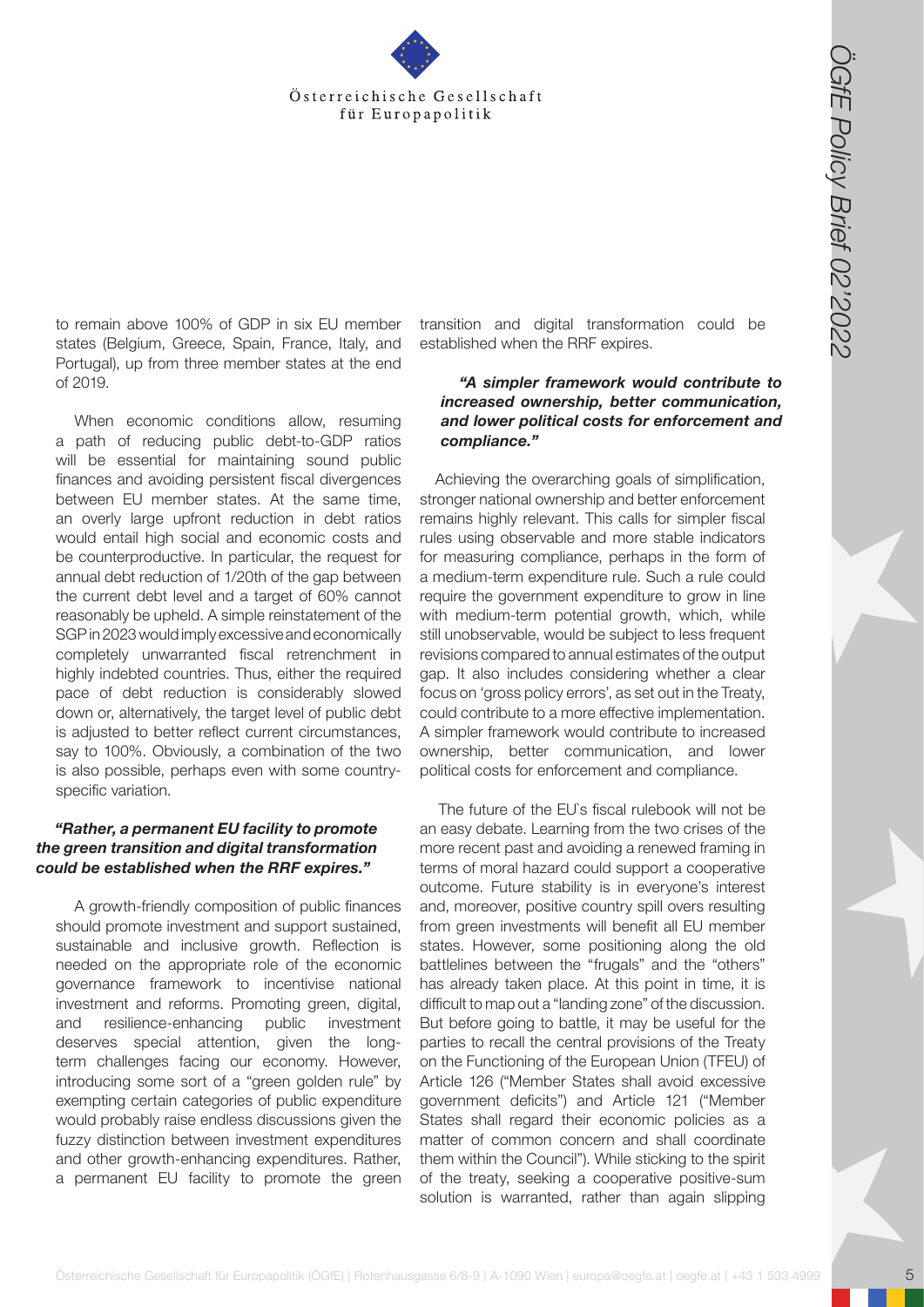to remain above 100% of GDP in six EU member states (Belgium, Greece, Spain, France, Italy, and Portugal), up from three member states at the end of 2019.

When economic conditions allow, resuming a path of reducing public debt-to-GDP ratios will be essential for maintaining sound public finances and avoiding persistent fiscal divergences between EU member states. At the same time, an overly large upfront reduction in debt ratios would entail high social and economic costs and be counterproductive. In particular, the request for annual debt reduction of 1/20th of the gap between the current debt level and a target of 60% cannot reasonably be upheld. A simple reinstatement of the SGP in 2023 would imply excessive and economically completely unwarranted fiscal retrenchment in highly indebted countries. Thus, either the required pace of debt reduction is considerably slowed down or, alternatively, the target level of public debt is adjusted to better reflect current circumstances, say to 100%. Obviously, a combination of the two is also possible, perhaps even with some country-specific variation.

***"Rather, a permanent EU facility to promote the green transition and digital transformation could be established when the RRF expires."***

A growth-friendly composition of public finances should promote investment and support sustained, sustainable and inclusive growth. Reflection is needed on the appropriate role of the economic governance framework to incentivise national investment and reforms. Promoting green, digital, and resilience-enhancing public investment deserves special attention, given the long-term challenges facing our economy. However, introducing some sort of a "green golden rule" by exempting certain categories of public expenditure would probably raise endless discussions given the fuzzy distinction between investment expenditures and other growth-enhancing expenditures. Rather, a permanent EU facility to promote the green transition and digital transformation could be established when the RRF expires.

***"A simpler framework would contribute to increased ownership, better communication, and lower political costs for enforcement and compliance."***

Achieving the overarching goals of simplification, stronger national ownership and better enforcement remains highly relevant. This calls for simpler fiscal rules using observable and more stable indicators for measuring compliance, perhaps in the form of a medium-term expenditure rule. Such a rule could require the government expenditure to grow in line with medium-term potential growth, which, while still unobservable, would be subject to less frequent revisions compared to annual estimates of the output gap. It also includes considering whether a clear focus on 'gross policy errors', as set out in the Treaty, could contribute to a more effective implementation. A simpler framework would contribute to increased ownership, better communication, and lower political costs for enforcement and compliance.

The future of the EU`s fiscal rulebook will not be an easy debate. Learning from the two crises of the more recent past and avoiding a renewed framing in terms of moral hazard could support a cooperative outcome. Future stability is in everyone's interest and, moreover, positive country spill overs resulting from green investments will benefit all EU member states. However, some positioning along the old battlelines between the "frugals" and the "others" has already taken place. At this point in time, it is difficult to map out a "landing zone" of the discussion. But before going to battle, it may be useful for the parties to recall the central provisions of the Treaty on the Functioning of the European Union (TFEU) of Article 126 ("Member States shall avoid excessive government deficits") and Article 121 ("Member States shall regard their economic policies as a matter of common concern and shall coordinate them within the Council"). While sticking to the spirit of the treaty, seeking a cooperative positive-sum solution is warranted, rather than again slipping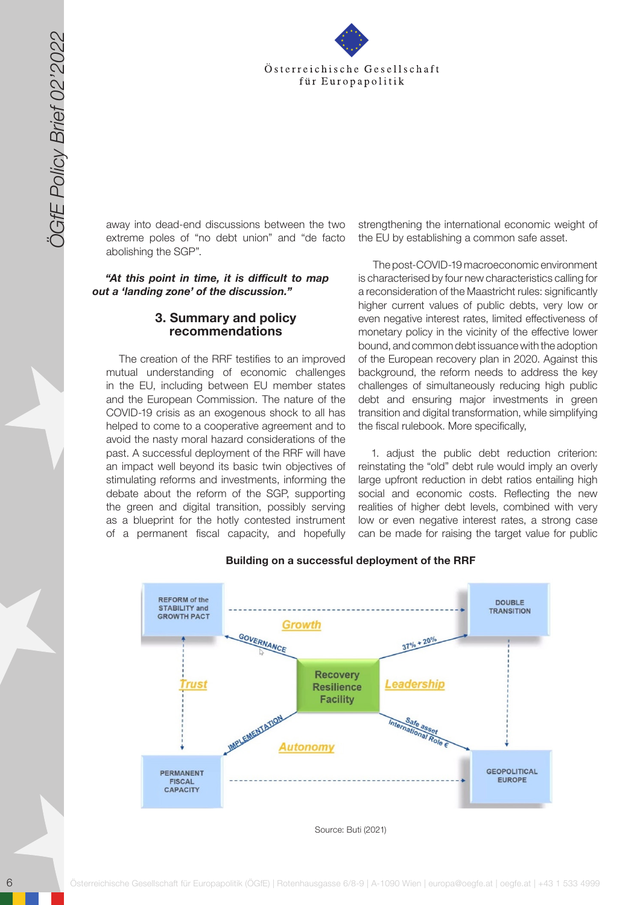away into dead-end discussions between the two extreme poles of "no debt union" and "de facto abolishing the SGP".

***"At this point in time, it is difficult to map out a 'landing zone' of the discussion."***

## 3. Summary and policy recommendations

The creation of the RRF testifies to an improved mutual understanding of economic challenges in the EU, including between EU member states and the European Commission. The nature of the COVID-19 crisis as an exogenous shock to all has helped to come to a cooperative agreement and to avoid the nasty moral hazard considerations of the past. A successful deployment of the RRF will have an impact well beyond its basic twin objectives of stimulating reforms and investments, informing the debate about the reform of the SGP, supporting the green and digital transition, possibly serving as a blueprint for the hotly contested instrument of a permanent fiscal capacity, and hopefully strengthening the international economic weight of the EU by establishing a common safe asset.

The post-COVID-19 macroeconomic environment is characterised by four new characteristics calling for a reconsideration of the Maastricht rules: significantly higher current values of public debts, very low or even negative interest rates, limited effectiveness of monetary policy in the vicinity of the effective lower bound, and common debt issuance with the adoption of the European recovery plan in 2020. Against this background, the reform needs to address the key challenges of simultaneously reducing high public debt and ensuring major investments in green transition and digital transformation, while simplifying the fiscal rulebook. More specifically,

1. adjust the public debt reduction criterion: reinstating the "old" debt rule would imply an overly large upfront reduction in debt ratios entailing high social and economic costs. Reflecting the new realities of higher debt levels, combined with very low or even negative interest rates, a strong case can be made for raising the target value for public

**Building on a successful deployment of the RRF**

Source: Buti (2021)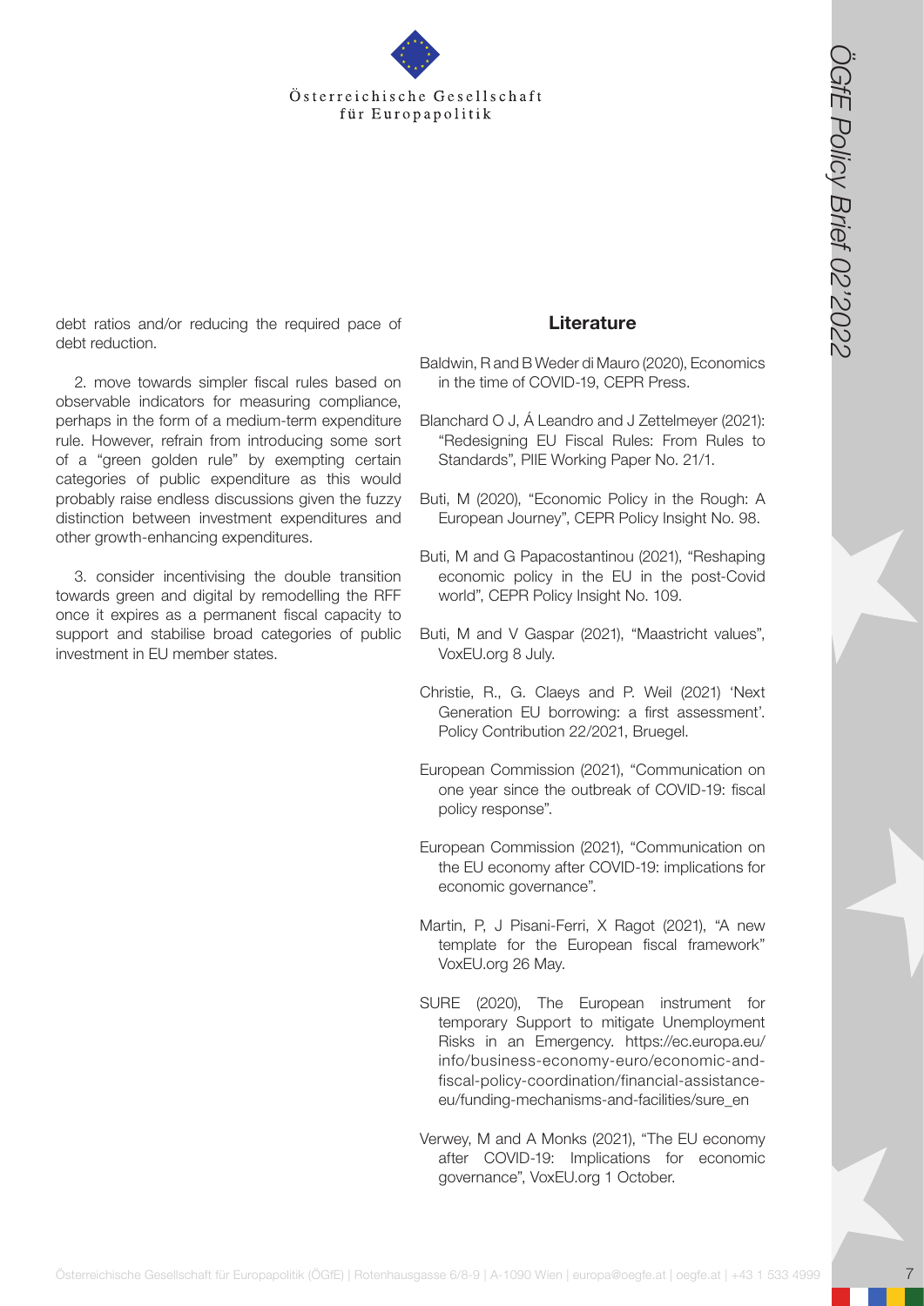debt ratios and/or reducing the required pace of debt reduction.

2. move towards simpler fiscal rules based on observable indicators for measuring compliance, perhaps in the form of a medium-term expenditure rule. However, refrain from introducing some sort of a "green golden rule" by exempting certain categories of public expenditure as this would probably raise endless discussions given the fuzzy distinction between investment expenditures and other growth-enhancing expenditures.

3. consider incentivising the double transition towards green and digital by remodelling the RFF once it expires as a permanent fiscal capacity to support and stabilise broad categories of public investment in EU member states.

## Literature

Baldwin, R and B Weder di Mauro (2020), Economics in the time of COVID-19, CEPR Press.

Blanchard O J, Á Leandro and J Zettelmeyer (2021): "Redesigning EU Fiscal Rules: From Rules to Standards", PIIE Working Paper No. 21/1.

Buti, M (2020), "Economic Policy in the Rough: A European Journey", CEPR Policy Insight No. 98.

Buti, M and G Papacostantinou (2021), "Reshaping economic policy in the EU in the post-Covid world", CEPR Policy Insight No. 109.

Buti, M and V Gaspar (2021), "Maastricht values", VoxEU.org 8 July.

Christie, R., G. Claeys and P. Weil (2021) 'Next Generation EU borrowing: a first assessment'. Policy Contribution 22/2021, Bruegel.

European Commission (2021), "Communication on one year since the outbreak of COVID-19: fiscal policy response".

European Commission (2021), "Communication on the EU economy after COVID-19: implications for economic governance".

Martin, P, J Pisani-Ferri, X Ragot (2021), "A new template for the European fiscal framework" VoxEU.org 26 May.

SURE (2020), The European instrument for temporary Support to mitigate Unemployment Risks in an Emergency. https://ec.europa.eu/info/business-economy-euro/economic-and-fiscal-policy-coordination/financial-assistance-eu/funding-mechanisms-and-facilities/sure_en

Verwey, M and A Monks (2021), "The EU economy after COVID-19: Implications for economic governance", VoxEU.org 1 October.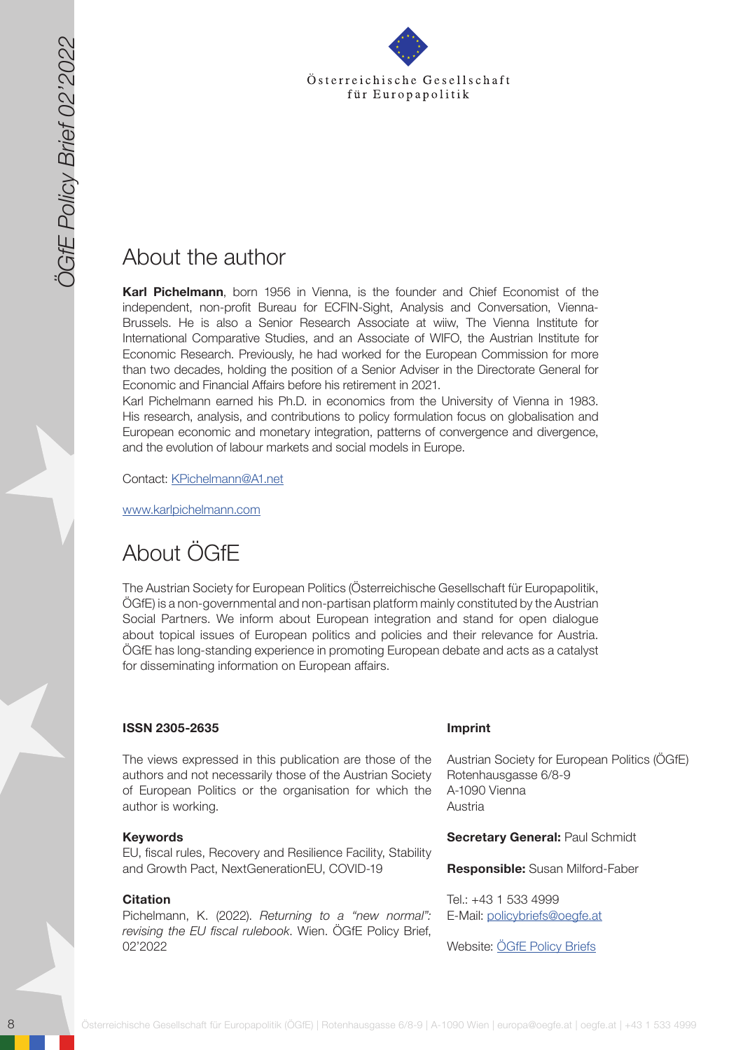Österreichische Gesellschaft
für Europapolitik

## About the author

**Karl Pichelmann**, born 1956 in Vienna, is the founder and Chief Economist of the independent, non-profit Bureau for ECFIN-Sight, Analysis and Conversation, Vienna-Brussels. He is also a Senior Research Associate at wiiw, The Vienna Institute for International Comparative Studies, and an Associate of WIFO, the Austrian Institute for Economic Research. Previously, he had worked for the European Commission for more than two decades, holding the position of a Senior Adviser in the Directorate General for Economic and Financial Affairs before his retirement in 2021.

Karl Pichelmann earned his Ph.D. in economics from the University of Vienna in 1983. His research, analysis, and contributions to policy formulation focus on globalisation and European economic and monetary integration, patterns of convergence and divergence, and the evolution of labour markets and social models in Europe.

Contact: KPichelmann@A1.net

www.karlpichelmann.com

## About ÖGfE

The Austrian Society for European Politics (Österreichische Gesellschaft für Europapolitik, ÖGfE) is a non-governmental and non-partisan platform mainly constituted by the Austrian Social Partners. We inform about European integration and stand for open dialogue about topical issues of European politics and policies and their relevance for Austria. ÖGfE has long-standing experience in promoting European debate and acts as a catalyst for disseminating information on European affairs.

**ISSN 2305-2635**

The views expressed in this publication are those of the authors and not necessarily those of the Austrian Society of European Politics or the organisation for which the author is working.

**Keywords**
EU, fiscal rules, Recovery and Resilience Facility, Stability and Growth Pact, NextGenerationEU, COVID-19

**Citation**
Pichelmann, K. (2022). *Returning to a "new normal": revising the EU fiscal rulebook*. Wien. ÖGfE Policy Brief, 02'2022

**Imprint**

Austrian Society for European Politics (ÖGfE)
Rotenhausgasse 6/8-9
A-1090 Vienna
Austria

**Secretary General:** Paul Schmidt

**Responsible:** Susan Milford-Faber

Tel.: +43 1 533 4999
E-Mail: policybriefs@oegfe.at

Website: ÖGfE Policy Briefs